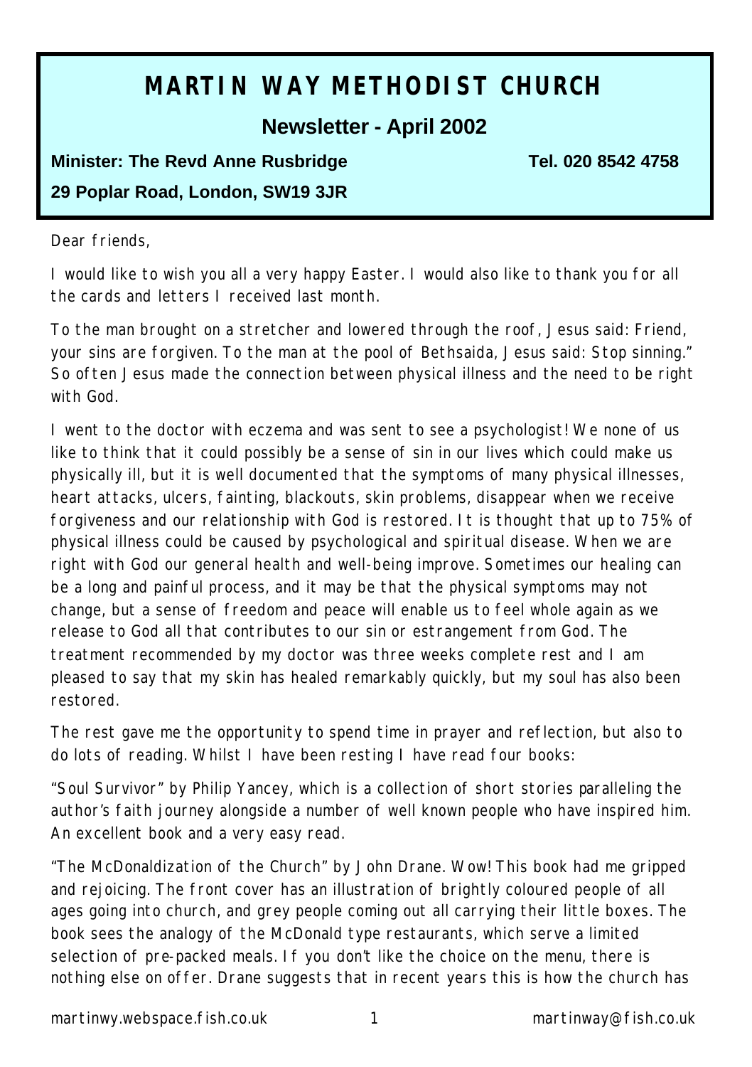# MARTIN WAY METHODIST CHURCH

## Newsletter - April 2002

**Minister: The Revd Anne Rusbridge** **Tel. 020 8542 4758**

**29 Poplar Road, London, SW19 3JR**

Dear friends,

I would like to wish you all a very happy Easter. I would also like to thank you for all the cards and letters I received last month.

To the man brought on a stretcher and lowered through the roof, Jesus said: Friend, your sins are forgiven. To the man at the pool of Bethsaida, Jesus said: Stop sinning." So often Jesus made the connection between physical illness and the need to be right with God.

I went to the doctor with eczema and was sent to see a psychologist! We none of us like to think that it could possibly be a sense of sin in our lives which could make us physically ill, but it is well documented that the symptoms of many physical illnesses, heart attacks, ulcers, fainting, blackouts, skin problems, disappear when we receive forgiveness and our relationship with God is restored. It is thought that up to 75% of physical illness could be caused by psychological and spiritual disease. When we are right with God our general health and well-being improve. Sometimes our healing can be a long and painful process, and it may be that the physical symptoms may not change, but a sense of freedom and peace will enable us to feel whole again as we release to God all that contributes to our sin or estrangement from God. The treatment recommended by my doctor was three weeks complete rest and I am pleased to say that my skin has healed remarkably quickly, but my soul has also been restored.

The rest gave me the opportunity to spend time in prayer and reflection, but also to do lots of reading. Whilst I have been resting I have read four books:

"Soul Survivor" by Philip Yancey, which is a collection of short stories paralleling the author's faith journey alongside a number of well known people who have inspired him. An excellent book and a very easy read.

"The McDonaldization of the Church" by John Drane. Wow! This book had me gripped and rejoicing. The front cover has an illustration of brightly coloured people of all ages going into church, and grey people coming out all carrying their little boxes. The book sees the analogy of the McDonald type restaurants, which serve a limited selection of pre-packed meals. If you don't like the choice on the menu, there is nothing else on offer. Drane suggests that in recent years this is how the church has

martinwy.webspace.fish.co.uk martinway@fish.co.uk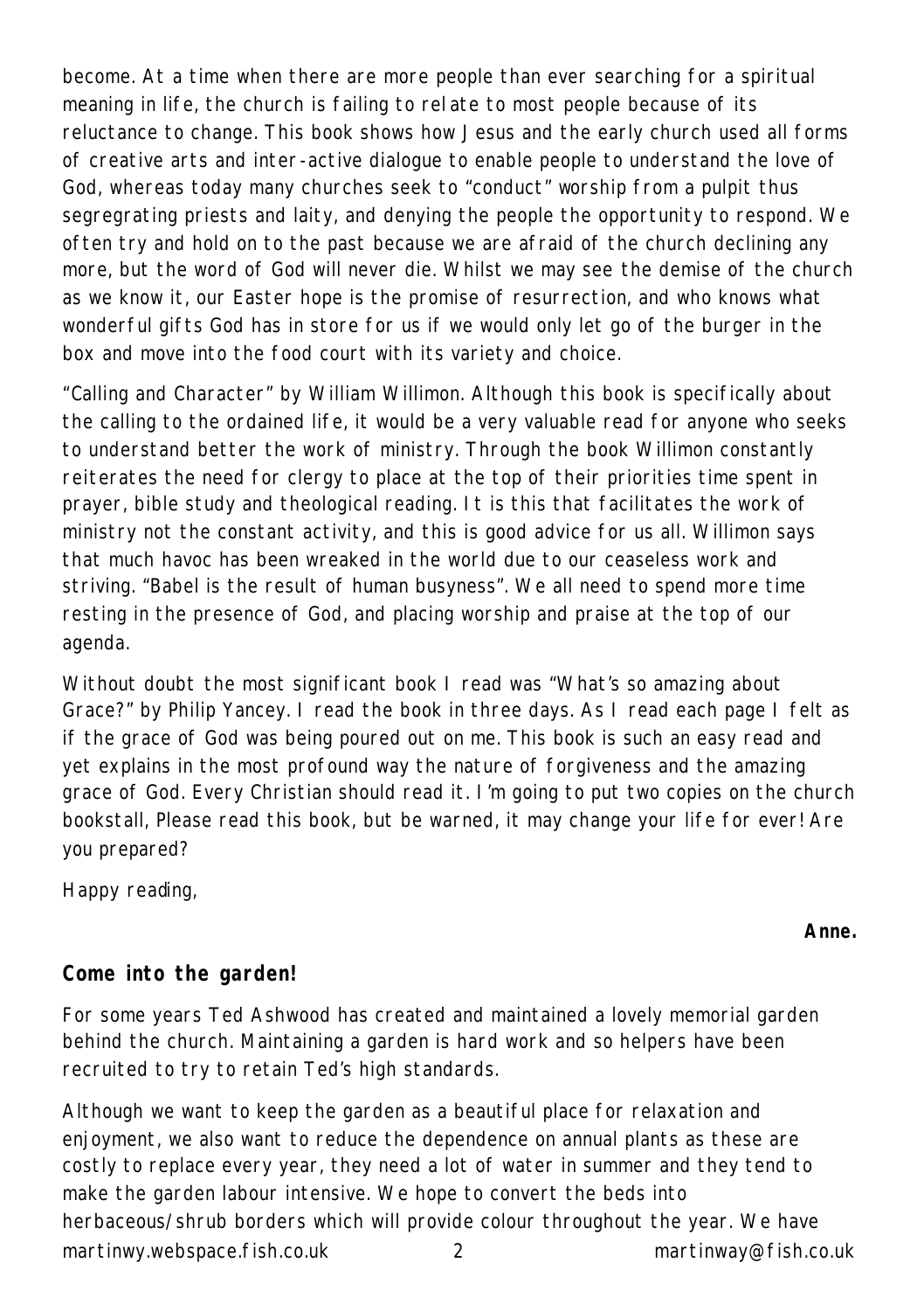become. At a time when there are more people than ever searching for a spiritual meaning in life, the church is failing to relate to most people because of its reluctance to change. This book shows how Jesus and the early church used all forms of creative arts and inter-active dialogue to enable people to understand the love of God, whereas today many churches seek to "conduct" worship from a pulpit thus segregrating priests and laity, and denying the people the opportunity to respond. We often try and hold on to the past because we are afraid of the church declining any more, but the word of God will never die. Whilst we may see the demise of the church as we know it, our Easter hope is the promise of resurrection, and who knows what wonderful gifts God has in store for us if we would only let go of the burger in the box and move into the food court with its variety and choice.

"Calling and Character" by William Willimon. Although this book is specifically about the calling to the ordained life, it would be a very valuable read for anyone who seeks to understand better the work of ministry. Through the book Willimon constantly reiterates the need for clergy to place at the top of their priorities time spent in prayer, bible study and theological reading. It is this that facilitates the work of ministry not the constant activity, and this is good advice for us all. Willimon says that much havoc has been wreaked in the world due to our ceaseless work and striving. "Babel is the result of human busyness". We all need to spend more time resting in the presence of God, and placing worship and praise at the top of our agenda.

Without doubt the most significant book I read was "What's so amazing about Grace?" by Philip Yancey. I read the book in three days. As I read each page I felt as if the grace of God was being poured out on me. This book is such an easy read and yet explains in the most profound way the nature of forgiveness and the amazing grace of God. Every Christian should read it. I'm going to put two copies on the church bookstall, Please read this book, but be warned, it may change your life for ever! Are you prepared?

Happy reading,

**Anne.**

### *Come into the garden!*

For some years Ted Ashwood has created and maintained a lovely memorial garden behind the church. Maintaining a garden is hard work and so helpers have been recruited to try to retain Ted's high standards.

Although we want to keep the garden as a beautiful place for relaxation and enjoyment, we also want to reduce the dependence on annual plants as these are costly to replace every year, they need a lot of water in summer and they tend to make the garden labour intensive. We hope to convert the beds into herbaceous/shrub borders which will provide colour throughout the year. We have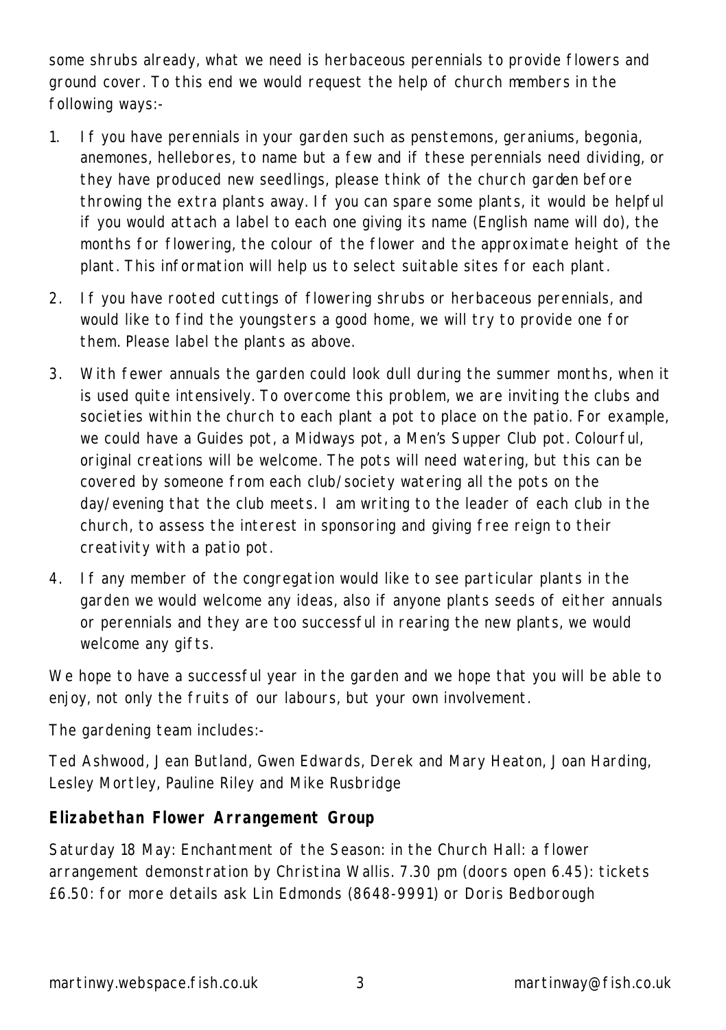some shrubs already, what we need is herbaceous perennials to provide flowers and ground cover. To this end we would request the help of church members in the following ways:-

1. If you have perennials in your garden such as penstemons, geraniums, begonia, anemones, hellebores, to name but a few and if these perennials need dividing, or they have produced new seedlings, please think of the church garden before throwing the extra plants away. If you can spare some plants, it would be helpful if you would attach a label to each one giving its name (English name will do), the months for flowering, the colour of the flower and the approximate height of the plant. This information will help us to select suitable sites for each plant.

2. If you have rooted cuttings of flowering shrubs or herbaceous perennials, and would like to find the youngsters a good home, we will try to provide one for them. Please label the plants as above.

3. With fewer annuals the garden could look dull during the summer months, when it is used quite intensively. To overcome this problem, we are inviting the clubs and societies within the church to each plant a pot to place on the patio. For example, we could have a Guides pot, a Midways pot, a Men's Supper Club pot. Colourful, original creations will be welcome. The pots will need watering, but this can be covered by someone from each club/society watering all the pots on the day/evening that the club meets. I am writing to the leader of each club in the church, to assess the interest in sponsoring and giving free reign to their creativity with a patio pot.

4. If any member of the congregation would like to see particular plants in the garden we would welcome any ideas, also if anyone plants seeds of either annuals or perennials and they are too successful in rearing the new plants, we would welcome any gifts.

We hope to have a successful year in the garden and we hope that you will be able to enjoy, not only the fruits of our labours, but your own involvement.

The gardening team includes:-

Ted Ashwood, Jean Butland, Gwen Edwards, Derek and Mary Heaton, Joan Harding, Lesley Mortley, Pauline Riley and Mike Rusbridge

### Elizabethan Flower Arrangement Group

Saturday 18 May: Enchantment of the Season: in the Church Hall: a flower arrangement demonstration by Christina Wallis. 7.30 pm (doors open 6.45): tickets £6.50: for more details ask Lin Edmonds (8648-9991) or Doris Bedborough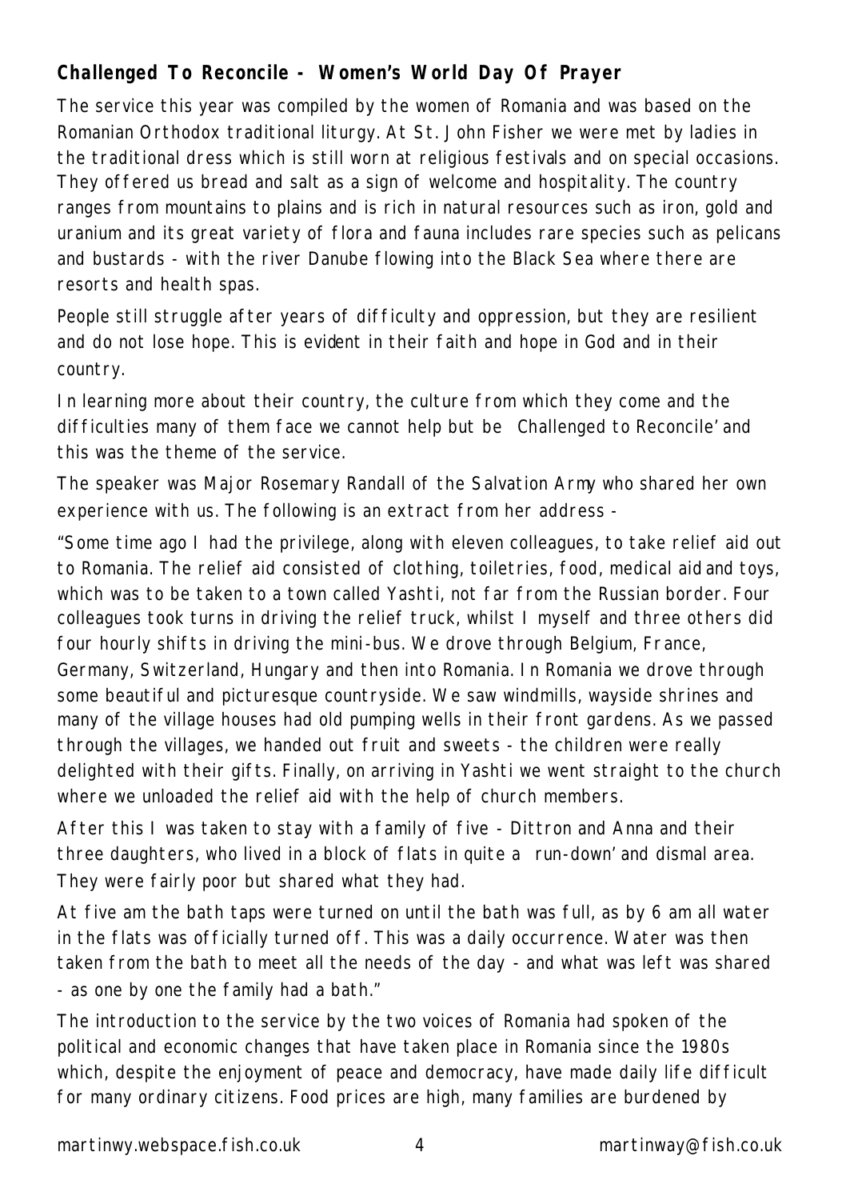## Challenged To Reconcile - Women's World Day Of Prayer

The service this year was compiled by the women of Romania and was based on the Romanian Orthodox traditional liturgy. At St. John Fisher we were met by ladies in the traditional dress which is still worn at religious festivals and on special occasions. They offered us bread and salt as a sign of welcome and hospitality. The country ranges from mountains to plains and is rich in natural resources such as iron, gold and uranium and its great variety of flora and fauna includes rare species such as pelicans and bustards - with the river Danube flowing into the Black Sea where there are resorts and health spas.

People still struggle after years of difficulty and oppression, but they are resilient and do not lose hope. This is evident in their faith and hope in God and in their country.

In learning more about their country, the culture from which they come and the difficulties many of them face we cannot help but be Challenged to Reconcile' and this was the theme of the service.

The speaker was Major Rosemary Randall of the Salvation Army who shared her own experience with us. The following is an extract from her address -

"Some time ago I had the privilege, along with eleven colleagues, to take relief aid out to Romania. The relief aid consisted of clothing, toiletries, food, medical aid and toys, which was to be taken to a town called Yashti, not far from the Russian border. Four colleagues took turns in driving the relief truck, whilst I myself and three others did four hourly shifts in driving the mini-bus. We drove through Belgium, France, Germany, Switzerland, Hungary and then into Romania. In Romania we drove through some beautiful and picturesque countryside. We saw windmills, wayside shrines and many of the village houses had old pumping wells in their front gardens. As we passed through the villages, we handed out fruit and sweets - the children were really delighted with their gifts. Finally, on arriving in Yashti we went straight to the church where we unloaded the relief aid with the help of church members.

After this I was taken to stay with a family of five - Dittron and Anna and their three daughters, who lived in a block of flats in quite a run-down' and dismal area. They were fairly poor but shared what they had.

At five am the bath taps were turned on until the bath was full, as by 6 am all water in the flats was officially turned off. This was a daily occurrence. Water was then taken from the bath to meet all the needs of the day - and what was left was shared - as one by one the family had a bath."

The introduction to the service by the two voices of Romania had spoken of the political and economic changes that have taken place in Romania since the 1980s which, despite the enjoyment of peace and democracy, have made daily life difficult for many ordinary citizens. Food prices are high, many families are burdened by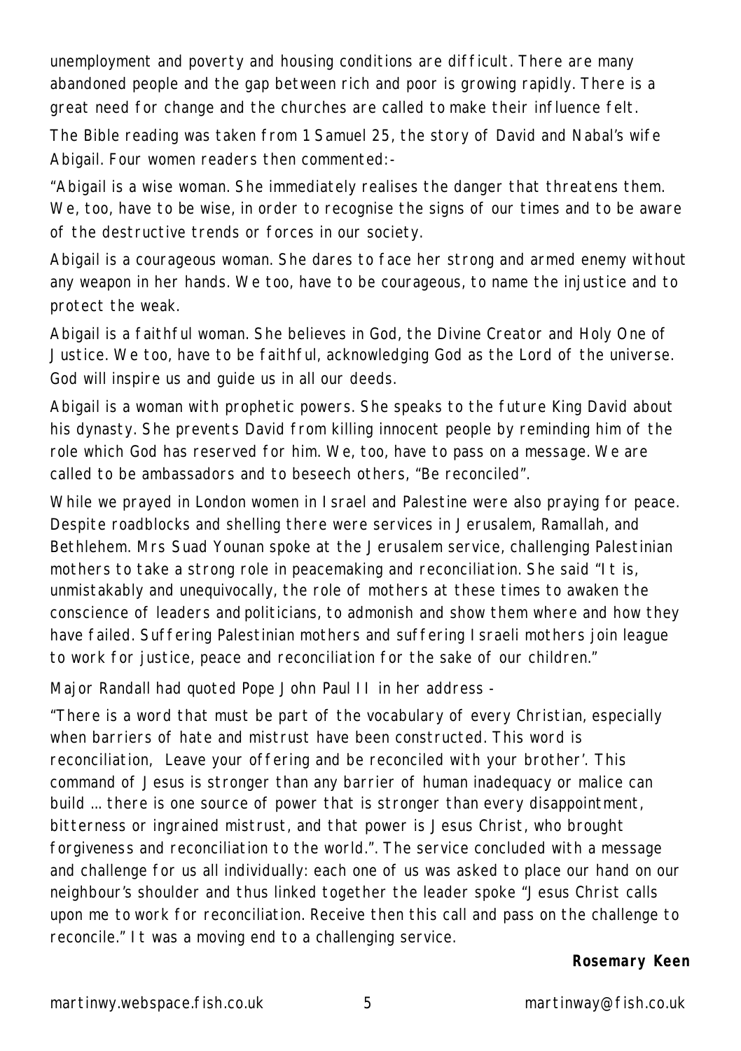unemployment and poverty and housing conditions are difficult. There are many abandoned people and the gap between rich and poor is growing rapidly. There is a great need for change and the churches are called to make their influence felt.

The Bible reading was taken from 1 Samuel 25, the story of David and Nabal's wife Abigail. Four women readers then commented:-

"Abigail is a wise woman. She immediately realises the danger that threatens them. We, too, have to be wise, in order to recognise the signs of our times and to be aware of the destructive trends or forces in our society.

Abigail is a courageous woman. She dares to face her strong and armed enemy without any weapon in her hands. We too, have to be courageous, to name the injustice and to protect the weak.

Abigail is a faithful woman. She believes in God, the Divine Creator and Holy One of Justice. We too, have to be faithful, acknowledging God as the Lord of the universe. God will inspire us and guide us in all our deeds.

Abigail is a woman with prophetic powers. She speaks to the future King David about his dynasty. She prevents David from killing innocent people by reminding him of the role which God has reserved for him. We, too, have to pass on a message. We are called to be ambassadors and to beseech others, "Be reconciled".

While we prayed in London women in Israel and Palestine were also praying for peace. Despite roadblocks and shelling there were services in Jerusalem, Ramallah, and Bethlehem. Mrs Suad Younan spoke at the Jerusalem service, challenging Palestinian mothers to take a strong role in peacemaking and reconciliation. She said "It is, unmistakably and unequivocally, the role of mothers at these times to awaken the conscience of leaders and politicians, to admonish and show them where and how they have failed. Suffering Palestinian mothers and suffering Israeli mothers join league to work for justice, peace and reconciliation for the sake of our children."

Major Randall had quoted Pope John Paul II in her address -

"There is a word that must be part of the vocabulary of every Christian, especially when barriers of hate and mistrust have been constructed. This word is reconciliation, Leave your offering and be reconciled with your brother'. This command of Jesus is stronger than any barrier of human inadequacy or malice can build … there is one source of power that is stronger than every disappointment, bitterness or ingrained mistrust, and that power is Jesus Christ, who brought forgiveness and reconciliation to the world.". The service concluded with a message and challenge for us all individually: each one of us was asked to place our hand on our neighbour's shoulder and thus linked together the leader spoke "Jesus Christ calls upon me to work for reconciliation. Receive then this call and pass on the challenge to reconcile." It was a moving end to a challenging service.

**Rosemary Keen**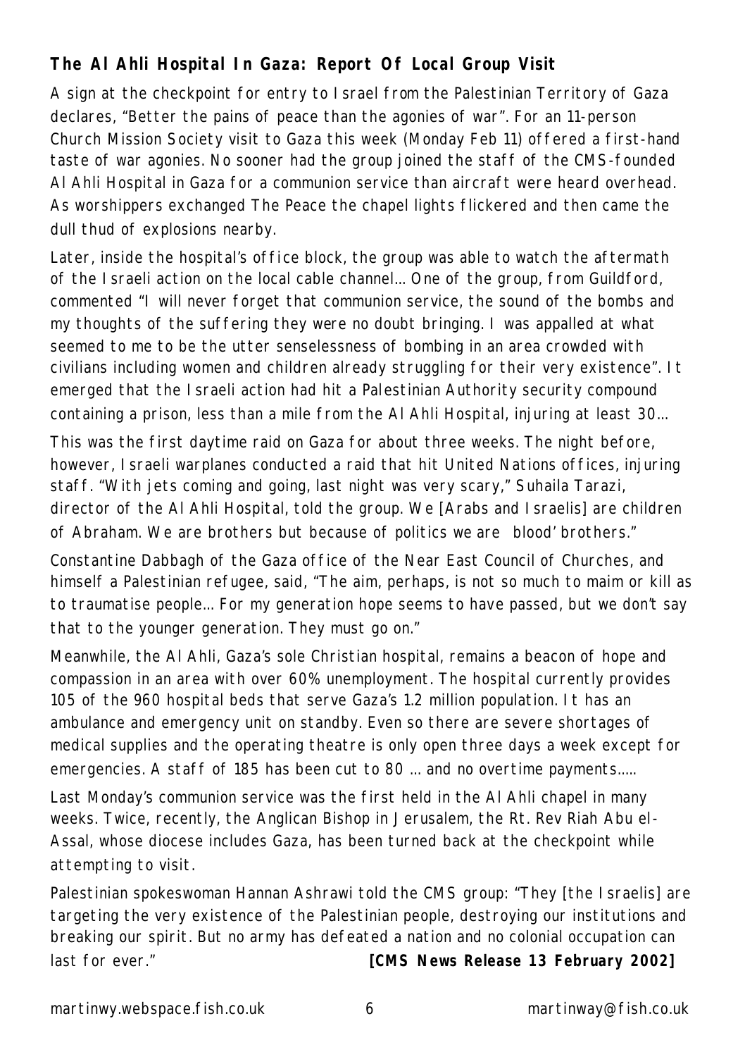**The Al Ahli Hospital In Gaza: Report Of Local Group Visit**

A sign at the checkpoint for entry to Israel from the Palestinian Territory of Gaza declares, "Better the pains of peace than the agonies of war". For an 11-person Church Mission Society visit to Gaza this week (Monday Feb 11) offered a first-hand taste of war agonies. No sooner had the group joined the staff of the CMS-founded Al Ahli Hospital in Gaza for a communion service than aircraft were heard overhead. As worshippers exchanged The Peace the chapel lights flickered and then came the dull thud of explosions nearby.

Later, inside the hospital's office block, the group was able to watch the aftermath of the Israeli action on the local cable channel... One of the group, from Guildford, commented "I will never forget that communion service, the sound of the bombs and my thoughts of the suffering they were no doubt bringing. I was appalled at what seemed to me to be the utter senselessness of bombing in an area crowded with civilians including women and children already struggling for their very existence". It emerged that the Israeli action had hit a Palestinian Authority security compound containing a prison, less than a mile from the Al Ahli Hospital, injuring at least 30...

This was the first daytime raid on Gaza for about three weeks. The night before, however, Israeli warplanes conducted a raid that hit United Nations offices, injuring staff. "With jets coming and going, last night was very scary," Suhaila Tarazi, director of the Al Ahli Hospital, told the group. We [Arabs and Israelis] are children of Abraham. We are brothers but because of politics we are blood' brothers."

Constantine Dabbagh of the Gaza office of the Near East Council of Churches, and himself a Palestinian refugee, said, "The aim, perhaps, is not so much to maim or kill as to traumatise people... For my generation hope seems to have passed, but we don't say that to the younger generation. They must go on."

Meanwhile, the Al Ahli, Gaza's sole Christian hospital, remains a beacon of hope and compassion in an area with over 60% unemployment. The hospital currently provides 105 of the 960 hospital beds that serve Gaza's 1.2 million population. It has an ambulance and emergency unit on standby. Even so there are severe shortages of medical supplies and the operating theatre is only open three days a week except for emergencies. A staff of 185 has been cut to 80 ... and no overtime payments.....

Last Monday's communion service was the first held in the Al Ahli chapel in many weeks. Twice, recently, the Anglican Bishop in Jerusalem, the Rt. Rev Riah Abu el-Assal, whose diocese includes Gaza, has been turned back at the checkpoint while attempting to visit.

Palestinian spokeswoman Hannan Ashrawi told the CMS group: "They [the Israelis] are targeting the very existence of the Palestinian people, destroying our institutions and breaking our spirit. But no army has defeated a nation and no colonial occupation can last for ever." **[CMS News Release 13 February 2002]**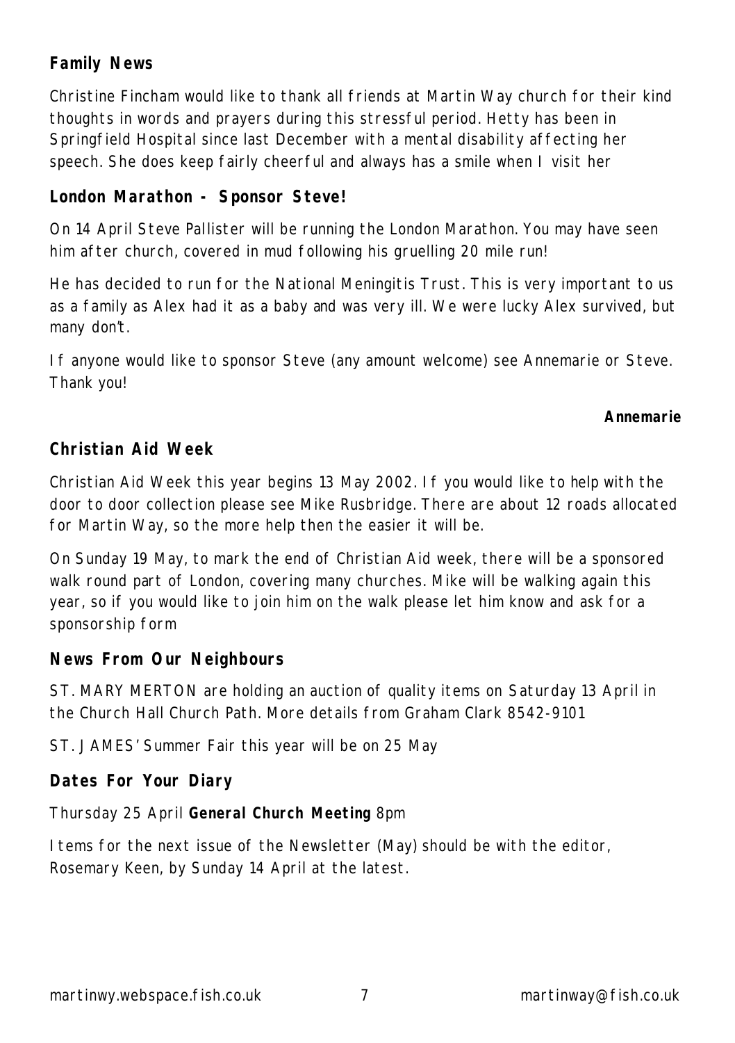## Family News

Christine Fincham would like to thank all friends at Martin Way church for their kind thoughts in words and prayers during this stressful period. Hetty has been in Springfield Hospital since last December with a mental disability affecting her speech. She does keep fairly cheerful and always has a smile when I visit her

## London Marathon - Sponsor Steve!

On 14 April Steve Pallister will be running the London Marathon. You may have seen him after church, covered in mud following his gruelling 20 mile run!

He has decided to run for the National Meningitis Trust. This is very important to us as a family as Alex had it as a baby and was very ill. We were lucky Alex survived, but many don't.

If anyone would like to sponsor Steve (any amount welcome) see Annemarie or Steve. Thank you!

**Annemarie**

## Christian Aid Week

Christian Aid Week this year begins 13 May 2002. If you would like to help with the door to door collection please see Mike Rusbridge. There are about 12 roads allocated for Martin Way, so the more help then the easier it will be.

On Sunday 19 May, to mark the end of Christian Aid week, there will be a sponsored walk round part of London, covering many churches. Mike will be walking again this year, so if you would like to join him on the walk please let him know and ask for a sponsorship form

## News From Our Neighbours

ST. MARY MERTON are holding an auction of quality items on Saturday 13 April in the Church Hall Church Path. More details from Graham Clark 8542-9101

ST. JAMES' Summer Fair this year will be on 25 May

## Dates For Your Diary

Thursday 25 April **General Church Meeting** 8pm

Items for the next issue of the Newsletter (May) should be with the editor, Rosemary Keen, by Sunday 14 April at the latest.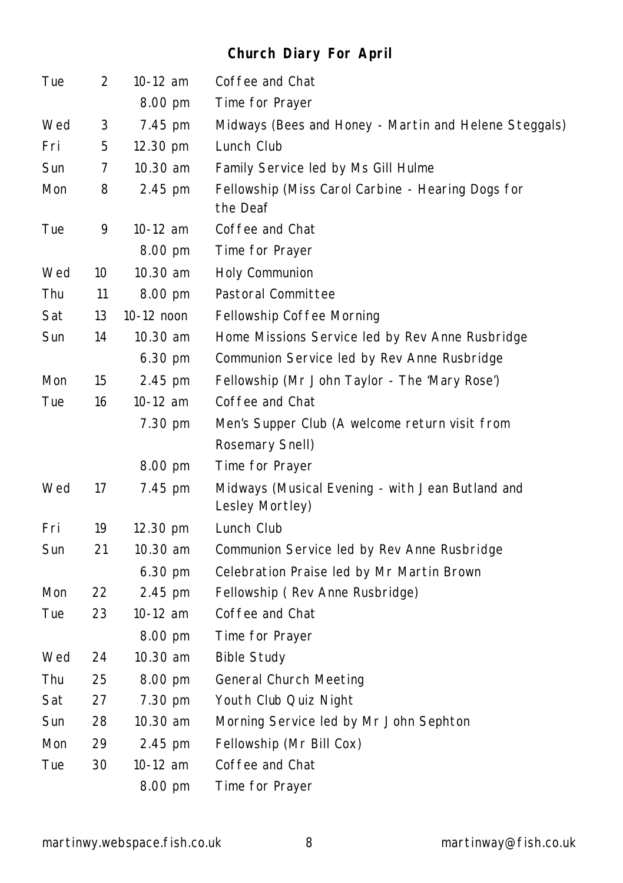## Church Diary For April

| | | | |
|---|---|---|---|
| Tue | 2 | 10-12 am | Coffee and Chat |
| | | 8.00 pm | Time for Prayer |
| Wed | 3 | 7.45 pm | Midways (Bees and Honey - Martin and Helene Steggals) |
| Fri | 5 | 12.30 pm | Lunch Club |
| Sun | 7 | 10.30 am | Family Service led by Ms Gill Hulme |
| Mon | 8 | 2.45 pm | Fellowship (Miss Carol Carbine - Hearing Dogs for the Deaf |
| Tue | 9 | 10-12 am | Coffee and Chat |
| | | 8.00 pm | Time for Prayer |
| Wed | 10 | 10.30 am | Holy Communion |
| Thu | 11 | 8.00 pm | Pastoral Committee |
| Sat | 13 | 10-12 noon | Fellowship Coffee Morning |
| Sun | 14 | 10.30 am | Home Missions Service led by Rev Anne Rusbridge |
| | | 6.30 pm | Communion Service led by Rev Anne Rusbridge |
| Mon | 15 | 2.45 pm | Fellowship (Mr John Taylor - The 'Mary Rose') |
| Tue | 16 | 10-12 am | Coffee and Chat |
| | | 7.30 pm | Men's Supper Club (A welcome return visit from Rosemary Snell) |
| | | 8.00 pm | Time for Prayer |
| Wed | 17 | 7.45 pm | Midways (Musical Evening - with Jean Butland and Lesley Mortley) |
| Fri | 19 | 12.30 pm | Lunch Club |
| Sun | 21 | 10.30 am | Communion Service led by Rev Anne Rusbridge |
| | | 6.30 pm | Celebration Praise led by Mr Martin Brown |
| Mon | 22 | 2.45 pm | Fellowship ( Rev Anne Rusbridge) |
| Tue | 23 | 10-12 am | Coffee and Chat |
| | | 8.00 pm | Time for Prayer |
| Wed | 24 | 10.30 am | Bible Study |
| Thu | 25 | 8.00 pm | General Church Meeting |
| Sat | 27 | 7.30 pm | Youth Club Quiz Night |
| Sun | 28 | 10.30 am | Morning Service led by Mr John Sephton |
| Mon | 29 | 2.45 pm | Fellowship (Mr Bill Cox) |
| Tue | 30 | 10-12 am | Coffee and Chat |
| | | 8.00 pm | Time for Prayer |

martinwy.webspace.fish.co.uk martinway@fish.co.uk